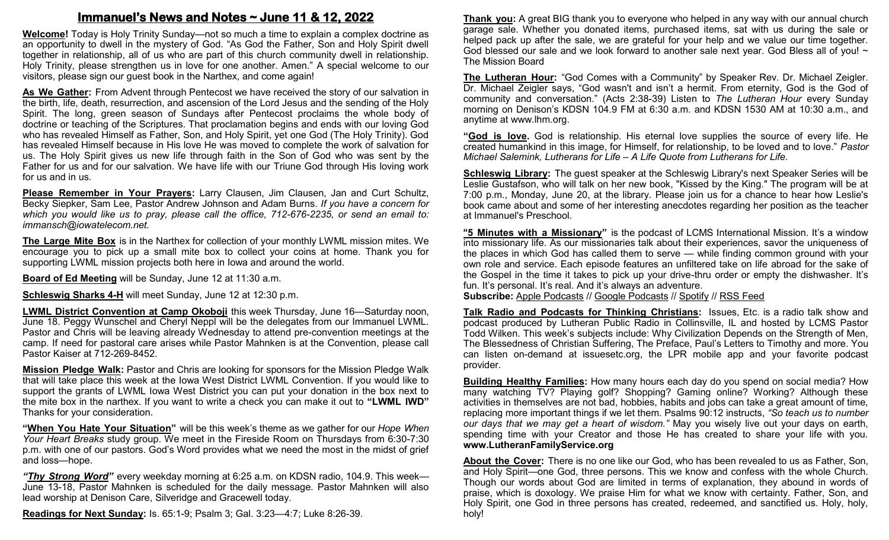# Immanuel's News and Notes ~ June 11 & 12, 2022

**Welcome!** Today is Holy Trinity Sunday—not so much a time to explain a complex doctrine as an opportunity to dwell in the mystery of God. "As God the Father, Son and Holy Spirit dwell together in relationship, all of us who are part of this church community dwell in relationship. Holy Trinity, please strengthen us in love for one another. Amen." A special welcome to our visitors, please sign our guest book in the Narthex, and come again!

**As We Gather:** From Advent through Pentecost we have received the story of our salvation in the birth, life, death, resurrection, and ascension of the Lord Jesus and the sending of the Holy Spirit. The long, green season of Sundays after Pentecost proclaims the whole body of doctrine or teaching of the Scriptures. That proclamation begins and ends with our loving God who has revealed Himself as Father, Son, and Holy Spirit, yet one God (The Holy Trinity). God has revealed Himself because in His love He was moved to complete the work of salvation for us. The Holy Spirit gives us new life through faith in the Son of God who was sent by the Father for us and for our salvation. We have life with our Triune God through His loving work for us and in us.

**Please Remember in Your Prayers:** Larry Clausen, Jim Clausen, Jan and Curt Schultz, Becky Siepker, Sam Lee, Pastor Andrew Johnson and Adam Burns. *If you have a concern for which you would like us to pray, please call the office, 712-676-2235, or send an email to: immansch@iowatelecom.net.*

**The Large Mite Box** is in the Narthex for collection of your monthly LWML mission mites. We encourage you to pick up a small mite box to collect your coins at home. Thank you for supporting LWML mission projects both here in Iowa and around the world.

**Board of Ed Meeting** will be Sunday, June 12 at 11:30 a.m.

**Schleswig Sharks 4-H** will meet Sunday, June 12 at 12:30 p.m.

**LWML District Convention at Camp Okoboji** this week Thursday, June 16—Saturday noon, June 18. Peggy Wunschel and Cheryl Neppl will be the delegates from our Immanuel LWML. Pastor and Chris will be leaving already Wednesday to attend pre-convention meetings at the camp. If need for pastoral care arises while Pastor Mahnken is at the Convention, please call Pastor Kaiser at 712-269-8452.

**Mission Pledge Walk:** Pastor and Chris are looking for sponsors for the Mission Pledge Walk that will take place this week at the Iowa West District LWML Convention. If you would like to support the grants of LWML Iowa West District you can put your donation in the box next to the mite box in the narthex. If you want to write a check you can make it out to **"LWML IWD"** Thanks for your consideration.

**"When You Hate Your Situation"** will be this week's theme as we gather for our *Hope When Your Heart Breaks* study group. We meet in the Fireside Room on Thursdays from 6:30-7:30 p.m. with one of our pastors. God's Word provides what we need the most in the midst of grief and loss—hope.

***"Thy Strong Word"*** every weekday morning at 6:25 a.m. on KDSN radio, 104.9. This week—June 13-18, Pastor Mahnken is scheduled for the daily message. Pastor Mahnken will also lead worship at Denison Care, Silveridge and Gracewell today.

**Readings for Next Sunday:** Is. 65:1-9; Psalm 3; Gal. 3:23—4:7; Luke 8:26-39.

**Thank you:** A great BIG thank you to everyone who helped in any way with our annual church garage sale. Whether you donated items, purchased items, sat with us during the sale or helped pack up after the sale, we are grateful for your help and we value our time together. God blessed our sale and we look forward to another sale next year. God Bless all of you! ~ The Mission Board

**The Lutheran Hour:** "God Comes with a Community" by Speaker Rev. Dr. Michael Zeigler. Dr. Michael Zeigler says, "God wasn't and isn't a hermit. From eternity, God is the God of community and conversation." (Acts 2:38-39) Listen to *The Lutheran Hour* every Sunday morning on Denison's KDSN 104.9 FM at 6:30 a.m. and KDSN 1530 AM at 10:30 a.m., and anytime at www.lhm.org.

**"God is love.** God is relationship. His eternal love supplies the source of every life. He created humankind in this image, for Himself, for relationship, to be loved and to love." *Pastor Michael Salemink, Lutherans for Life – A Life Quote from Lutherans for Life.*

**Schleswig Library:** The guest speaker at the Schleswig Library's next Speaker Series will be Leslie Gustafson, who will talk on her new book, "Kissed by the King." The program will be at 7:00 p.m., Monday, June 20, at the library. Please join us for a chance to hear how Leslie's book came about and some of her interesting anecdotes regarding her position as the teacher at Immanuel's Preschool.

**"5 Minutes with a Missionary"** is the podcast of LCMS International Mission. It's a window into missionary life. As our missionaries talk about their experiences, savor the uniqueness of the places in which God has called them to serve — while finding common ground with your own role and service. Each episode features an unfiltered take on life abroad for the sake of the Gospel in the time it takes to pick up your drive-thru order or empty the dishwasher. It's fun. It's personal. It's real. And it's always an adventure.
**Subscribe:** Apple Podcasts // Google Podcasts // Spotify // RSS Feed

**Talk Radio and Podcasts for Thinking Christians:** Issues, Etc. is a radio talk show and podcast produced by Lutheran Public Radio in Collinsville, IL and hosted by LCMS Pastor Todd Wilken. This week's subjects include: Why Civilization Depends on the Strength of Men, The Blessedness of Christian Suffering, The Preface, Paul's Letters to Timothy and more. You can listen on-demand at issuesetc.org, the LPR mobile app and your favorite podcast provider.

**Building Healthy Families:** How many hours each day do you spend on social media? How many watching TV? Playing golf? Shopping? Gaming online? Working? Although these activities in themselves are not bad, hobbies, habits and jobs can take a great amount of time, replacing more important things if we let them. Psalms 90:12 instructs, *"So teach us to number our days that we may get a heart of wisdom."* May you wisely live out your days on earth, spending time with your Creator and those He has created to share your life with you. **www.LutheranFamilyService.org**

**About the Cover:** There is no one like our God, who has been revealed to us as Father, Son, and Holy Spirit—one God, three persons. This we know and confess with the whole Church. Though our words about God are limited in terms of explanation, they abound in words of praise, which is doxology. We praise Him for what we know with certainty. Father, Son, and Holy Spirit, one God in three persons has created, redeemed, and sanctified us. Holy, holy, holy!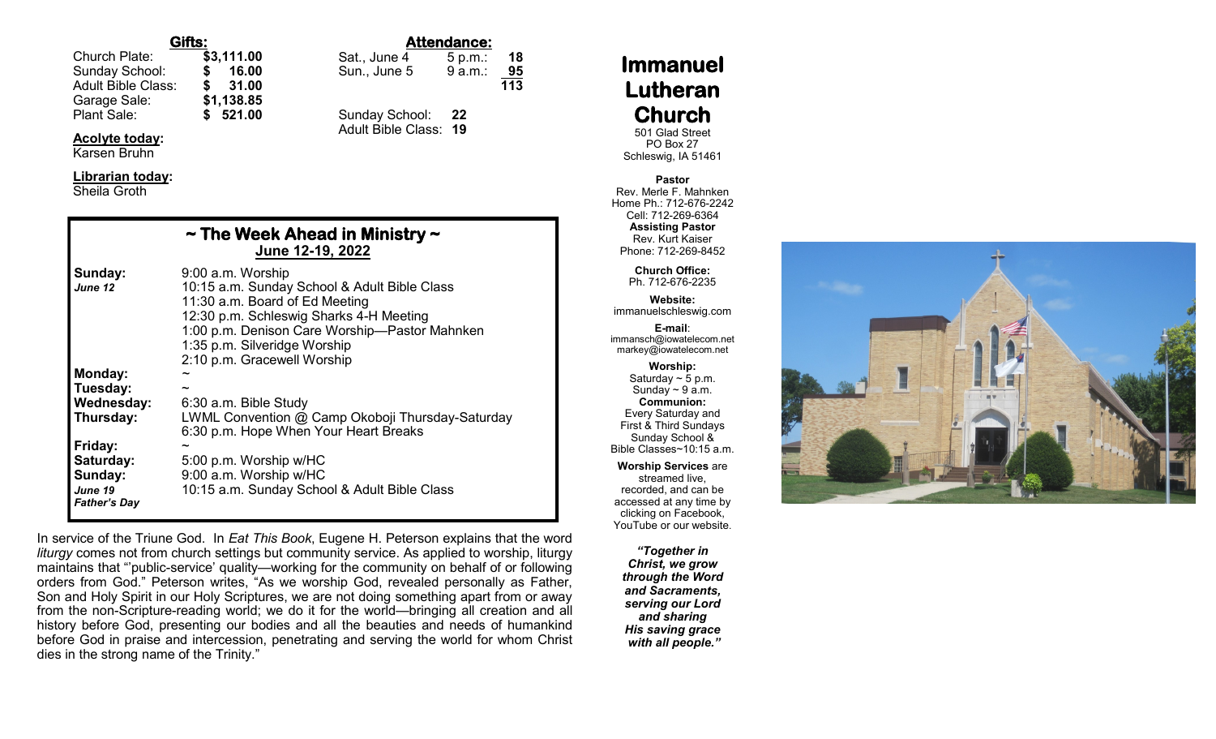**Gifts:**

| | |
|---|---|
| Church Plate: | $3,111.00 |
| Sunday School: | $ 16.00 |
| Adult Bible Class: | $ 31.00 |
| Garage Sale: | $1,138.85 |
| Plant Sale: | $ 521.00 |

**Attendance:**

| | | |
|---|---|---|
| Sat., June 4 | 5 p.m.: | 18 |
| Sun., June 5 | 9 a.m.: | 95 |
| | | 113 |

Sunday School: 22
Adult Bible Class: 19

**Acolyte today:**
Karsen Bruhn

**Librarian today:**
Sheila Groth

## ~ The Week Ahead in Ministry ~

**June 12-19, 2022**

| | |
|---|---|
| **Sunday:** *June 12* | 9:00 a.m. Worship<br>10:15 a.m. Sunday School & Adult Bible Class<br>11:30 a.m. Board of Ed Meeting<br>12:30 p.m. Schleswig Sharks 4-H Meeting<br>1:00 p.m. Denison Care Worship—Pastor Mahnken<br>1:35 p.m. Silveridge Worship<br>2:10 p.m. Gracewell Worship |
| **Monday:** | ~ |
| **Tuesday:** | ~ |
| **Wednesday:** | 6:30 a.m. Bible Study |
| **Thursday:** | LWML Convention @ Camp Okoboji Thursday-Saturday<br>6:30 p.m. Hope When Your Heart Breaks |
| **Friday:** | ~ |
| **Saturday:** | 5:00 p.m. Worship w/HC |
| **Sunday:** *June 19* *Father's Day* | 9:00 a.m. Worship w/HC<br>10:15 a.m. Sunday School & Adult Bible Class |

In service of the Triune God. In *Eat This Book*, Eugene H. Peterson explains that the word *liturgy* comes not from church settings but community service. As applied to worship, liturgy maintains that "'public-service' quality—working for the community on behalf of or following orders from God." Peterson writes, "As we worship God, revealed personally as Father, Son and Holy Spirit in our Holy Scriptures, we are not doing something apart from or away from the non-Scripture-reading world; we do it for the world—bringing all creation and all history before God, presenting our bodies and all the beauties and needs of humankind before God in praise and intercession, penetrating and serving the world for whom Christ dies in the strong name of the Trinity."

# Immanuel Lutheran Church

501 Glad Street
PO Box 27
Schleswig, IA 51461

**Pastor**
Rev. Merle F. Mahnken
Home Ph.: 712-676-2242
Cell: 712-269-6364

**Assisting Pastor**
Rev. Kurt Kaiser
Phone: 712-269-8452

**Church Office:**
Ph. 712-676-2235

**Website:**
immanuelschleswig.com

**E-mail**:
immansch@iowatelecom.net
markey@iowatelecom.net

**Worship:**
Saturday ~ 5 p.m.
Sunday ~ 9 a.m.

**Communion:**
Every Saturday and
First & Third Sundays

Sunday School &
Bible Classes~10:15 a.m.

**Worship Services** are streamed live, recorded, and can be accessed at any time by clicking on Facebook, YouTube or our website.

***"Together in Christ, we grow through the Word and Sacraments, serving our Lord and sharing His saving grace with all people."***